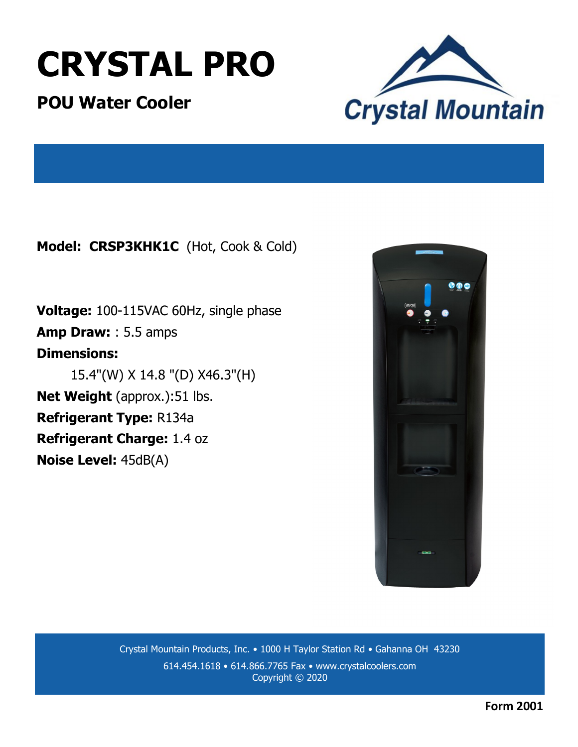# CRYSTAL PRO

## POU Water Cooler

Crystal Mountain

**Model: CRSP3KHK1C** (Hot, Cook & Cold)

**Voltage:** 100-115VAC 60Hz, single phase

**Amp Draw:** : 5.5 amps

**Dimensions:**

15.4"(W) X 14.8 "(D) X46.3"(H)

**Net Weight** (approx.):51 lbs.

**Refrigerant Type:** R134a

**Refrigerant Charge:** 1.4 oz

**Noise Level:** 45dB(A)

Crystal Mountain Products, Inc. • 1000 H Taylor Station Rd • Gahanna OH 43230

614.454.1618 • 614.866.7765 Fax • www.crystalcoolers.com

Copyright © 2020

**Form 2001**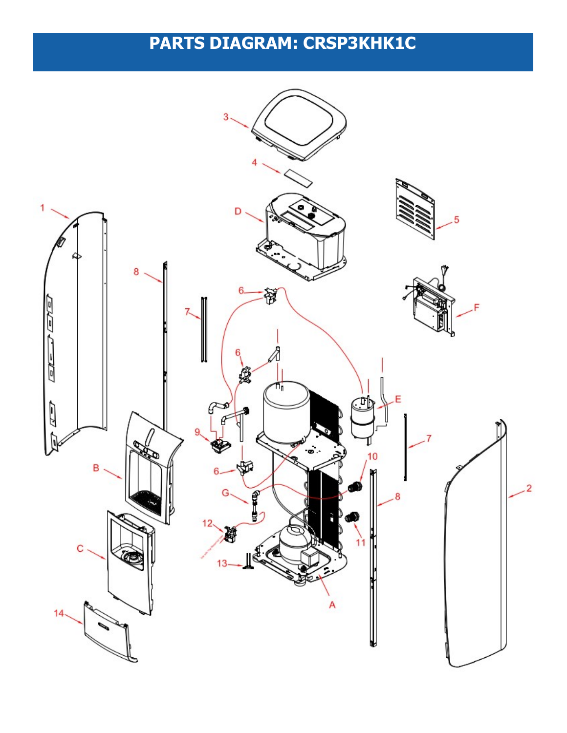# PARTS DIAGRAM: CRSP3KHK1C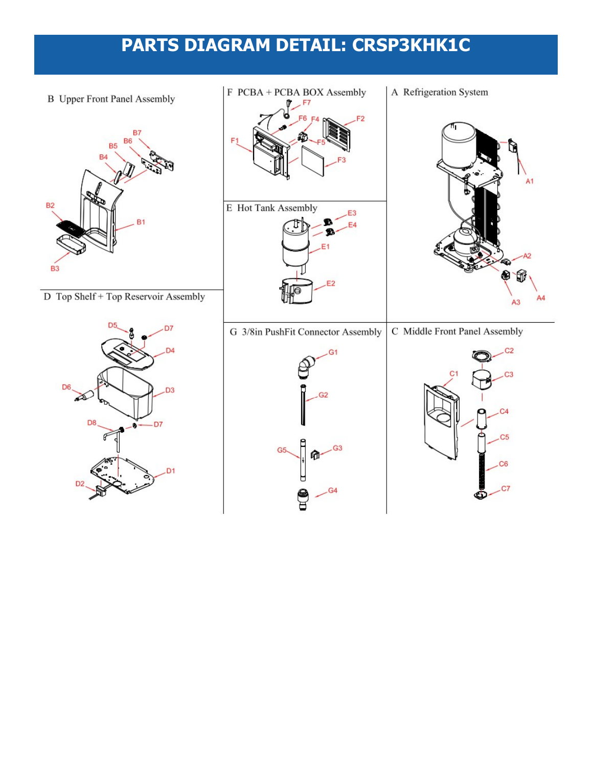# PARTS DIAGRAM DETAIL: CRSP3KHK1C

B Upper Front Panel Assembly

B1, B2, B3, B4, B5, B6, B7

F PCBA + PCBA BOX Assembly

F1, F2, F3, F4, F5, F6, F7

A Refrigeration System

A1, A2, A3, A4

E Hot Tank Assembly

E1, E2, E3, E4

D Top Shelf + Top Reservoir Assembly

D1, D2, D3, D4, D5, D6, D7, D8

G 3/8in PushFit Connector Assembly

G1, G2, G3, G4, G5

C Middle Front Panel Assembly

C1, C2, C3, C4, C5, C6, C7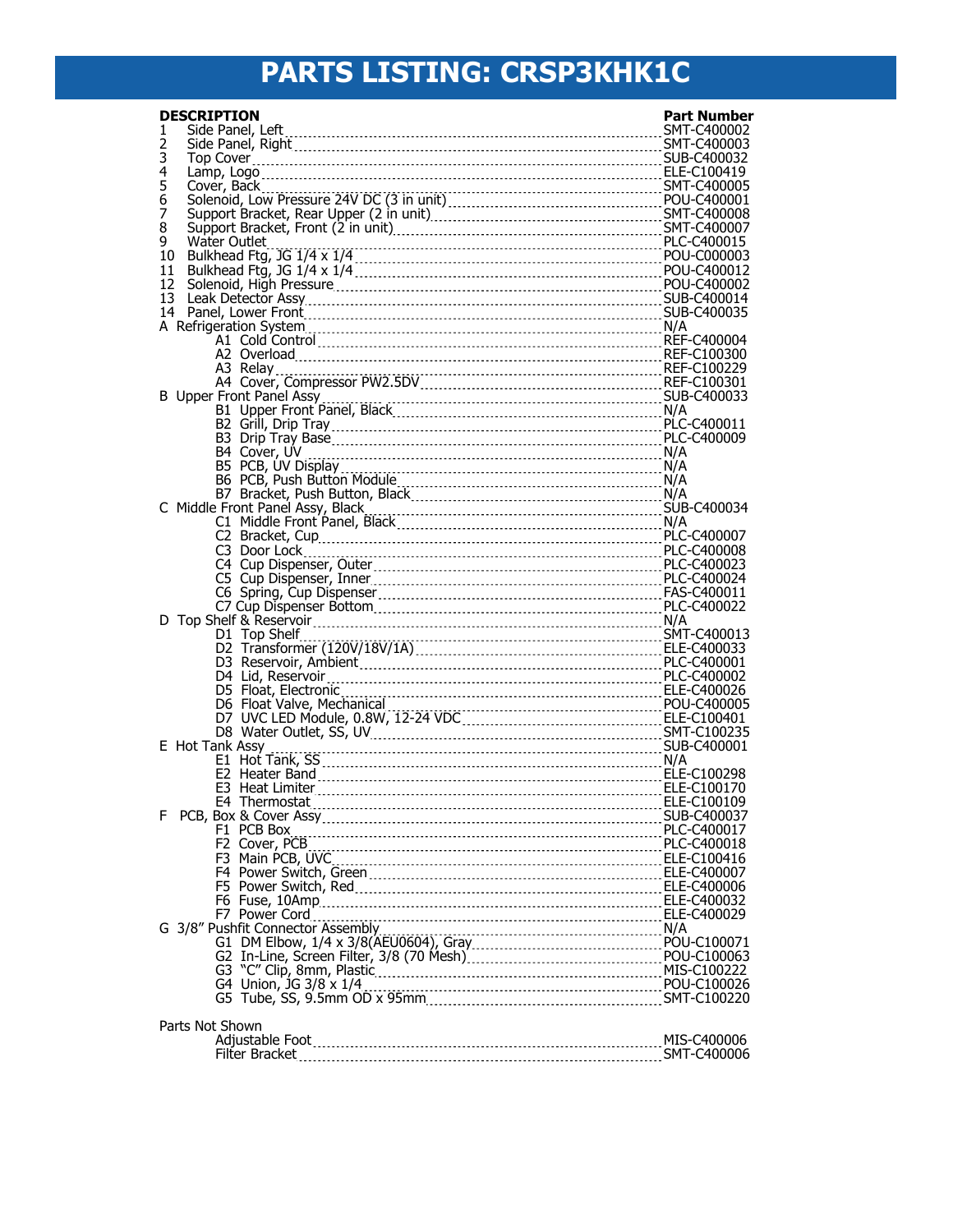# PARTS LISTING: CRSP3KHK1C

| | DESCRIPTION | Part Number |
|---|---|---|
| 1 | Side Panel, Left | SMT-C400002 |
| 2 | Side Panel, Right | SMT-C400003 |
| 3 | Top Cover | SUB-C400032 |
| 4 | Lamp, Logo | ELE-C100419 |
| 5 | Cover, Back | SMT-C400005 |
| 6 | Solenoid, Low Pressure 24V DC (3 in unit) | POU-C400001 |
| 7 | Support Bracket, Rear Upper (2 in unit) | SMT-C400008 |
| 8 | Support Bracket, Front (2 in unit) | SMT-C400007 |
| 9 | Water Outlet | PLC-C400015 |
| 10 | Bulkhead Ftg, JG 1/4 x 1/4 | POU-C000003 |
| 11 | Bulkhead Ftg, JG 1/4 x 1/4 | POU-C400012 |
| 12 | Solenoid, High Pressure | POU-C400002 |
| 13 | Leak Detector Assy | SUB-C400014 |
| 14 | Panel, Lower Front | SUB-C400035 |
| A | Refrigeration System | N/A |
| A1 | Cold Control | REF-C400004 |
| A2 | Overload | REF-C100300 |
| A3 | Relay | REF-C100229 |
| A4 | Cover, Compressor PW2.5DV | REF-C100301 |
| B | Upper Front Panel Assy | SUB-C400033 |
| B1 | Upper Front Panel, Black | N/A |
| B2 | Grill, Drip Tray | PLC-C400011 |
| B3 | Drip Tray Base | PLC-C400009 |
| B4 | Cover, UV | N/A |
| B5 | PCB, UV Display | N/A |
| B6 | PCB, Push Button Module | N/A |
| B7 | Bracket, Push Button, Black | N/A |
| C | Middle Front Panel Assy, Black | SUB-C400034 |
| C1 | Middle Front Panel, Black | N/A |
| C2 | Bracket, Cup | PLC-C400007 |
| C3 | Door Lock | PLC-C400008 |
| C4 | Cup Dispenser, Outer | PLC-C400023 |
| C5 | Cup Dispenser, Inner | PLC-C400024 |
| C6 | Spring, Cup Dispenser | FAS-C400011 |
| C7 | Cup Dispenser Bottom | PLC-C400022 |
| D | Top Shelf & Reservoir | N/A |
| D1 | Top Shelf | SMT-C400013 |
| D2 | Transformer (120V/18V/1A) | ELE-C400033 |
| D3 | Reservoir, Ambient | PLC-C400001 |
| D4 | Lid, Reservoir | PLC-C400002 |
| D5 | Float, Electronic | ELE-C400026 |
| D6 | Float Valve, Mechanical | POU-C400005 |
| D7 | UVC LED Module, 0.8W, 12-24 VDC | ELE-C100401 |
| D8 | Water Outlet, SS, UV | SMT-C100235 |
| E | Hot Tank Assy | SUB-C400001 |
| E1 | Hot Tank, SS | N/A |
| E2 | Heater Band | ELE-C100298 |
| E3 | Heat Limiter | ELE-C100170 |
| E4 | Thermostat | ELE-C100109 |
| F | PCB, Box & Cover Assy | SUB-C400037 |
| F1 | PCB Box | PLC-C400017 |
| F2 | Cover, PCB | PLC-C400018 |
| F3 | Main PCB, UVC | ELE-C100416 |
| F4 | Power Switch, Green | ELE-C400007 |
| F5 | Power Switch, Red | ELE-C400006 |
| F6 | Fuse, 10Amp | ELE-C400032 |
| F7 | Power Cord | ELE-C400029 |
| G | 3/8" Pushfit Connector Assembly | N/A |
| G1 | DM Elbow, 1/4 x 3/8(AEU0604), Gray | POU-C100071 |
| G2 | In-Line, Screen Filter, 3/8 (70 Mesh) | POU-C100063 |
| G3 | "C" Clip, 8mm, Plastic | MIS-C100222 |
| G4 | Union, JG 3/8 x 1/4 | POU-C100026 |
| G5 | Tube, SS, 9.5mm OD x 95mm | SMT-C100220 |

Parts Not Shown

| DESCRIPTION | Part Number |
|---|---|
| Adjustable Foot | MIS-C400006 |
| Filter Bracket | SMT-C400006 |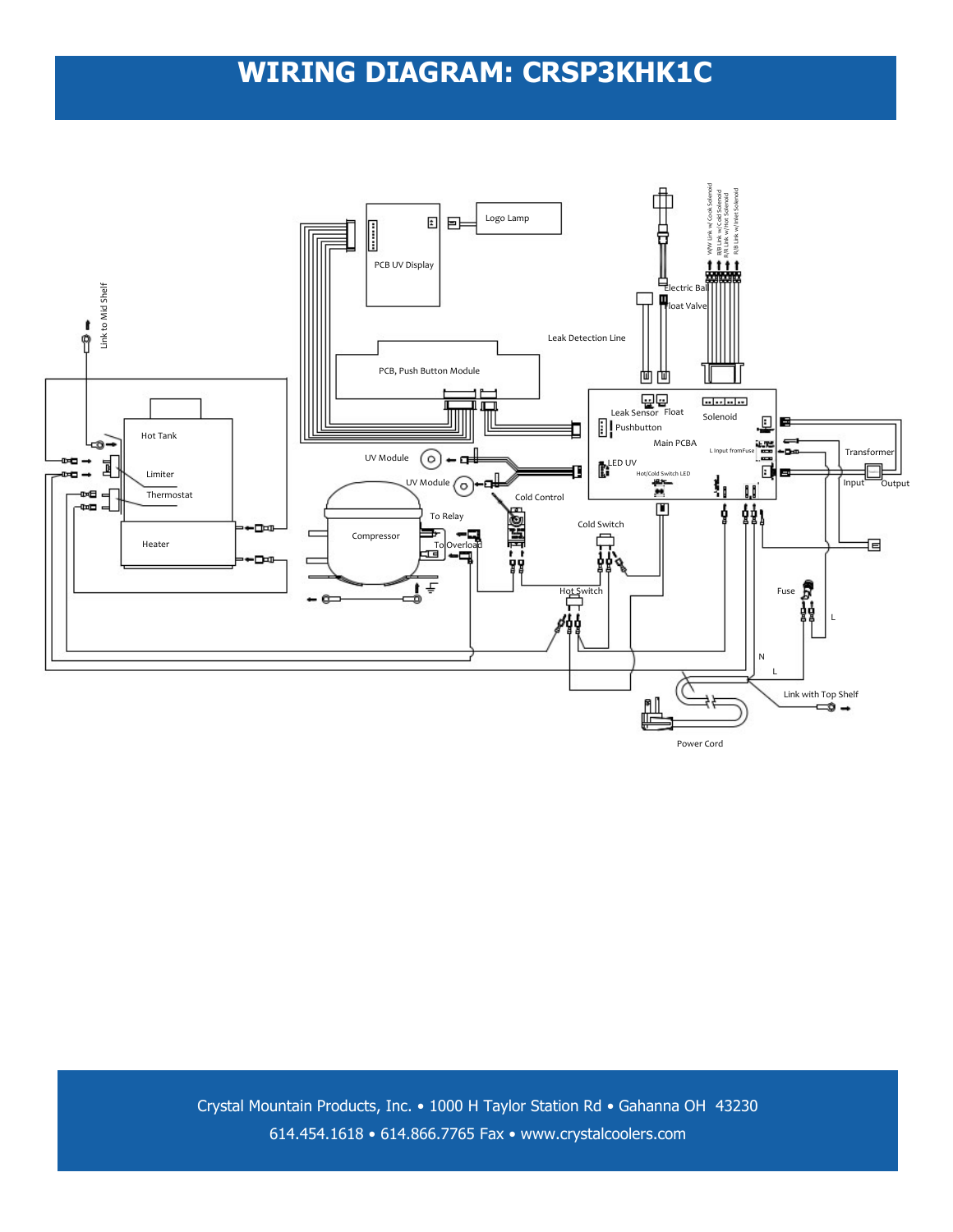# WIRING DIAGRAM: CRSP3KHK1C

Link to Mid Shelf

PCB UV Display

Logo Lamp

PCB, Push Button Module

Electric Ball

Float Valve

Leak Detection Line

W/W Link w/ Cook Solenoid
B/B Link w/Cold Solenoid
R/R Link w/Hot Solenoid
R/B Link w/Inlet Solenoid

Hot Tank

Limiter

Thermostat

Heater

UV Module

UV Module

Compressor

To Relay

To Overload

Cold Control

Leak Sensor

Float

Pushbutton

Solenoid

Main PCBA

L Input fromFuse

LED UV

Hot/Cold Switch LED

Transformer

Input

Output

Cold Switch

Hot Switch

Fuse

L

N

L

Link with Top Shelf

Power Cord

Crystal Mountain Products, Inc. • 1000 H Taylor Station Rd • Gahanna OH 43230

614.454.1618 • 614.866.7765 Fax • www.crystalcoolers.com